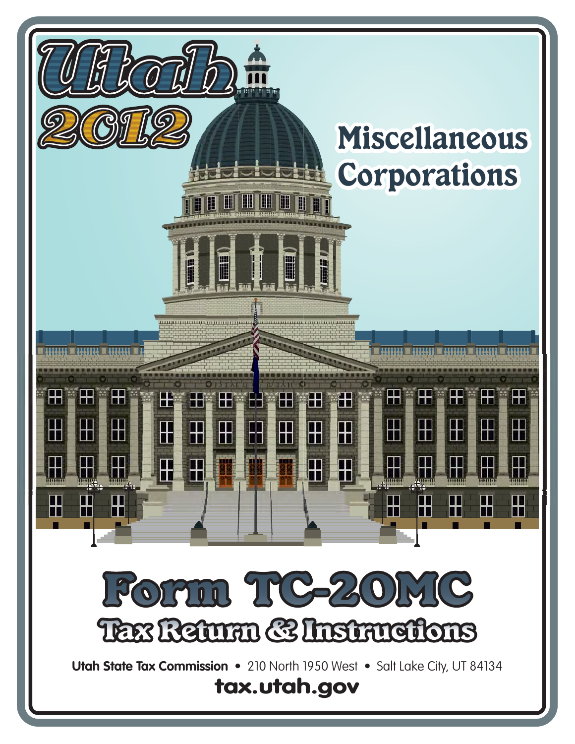# Utah 2012

# Miscellaneous Corporations

# Form TC-20MC

## Tax Return & Instructions

**Utah State Tax Commission** • 210 North 1950 West • Salt Lake City, UT 84134

**tax.utah.gov**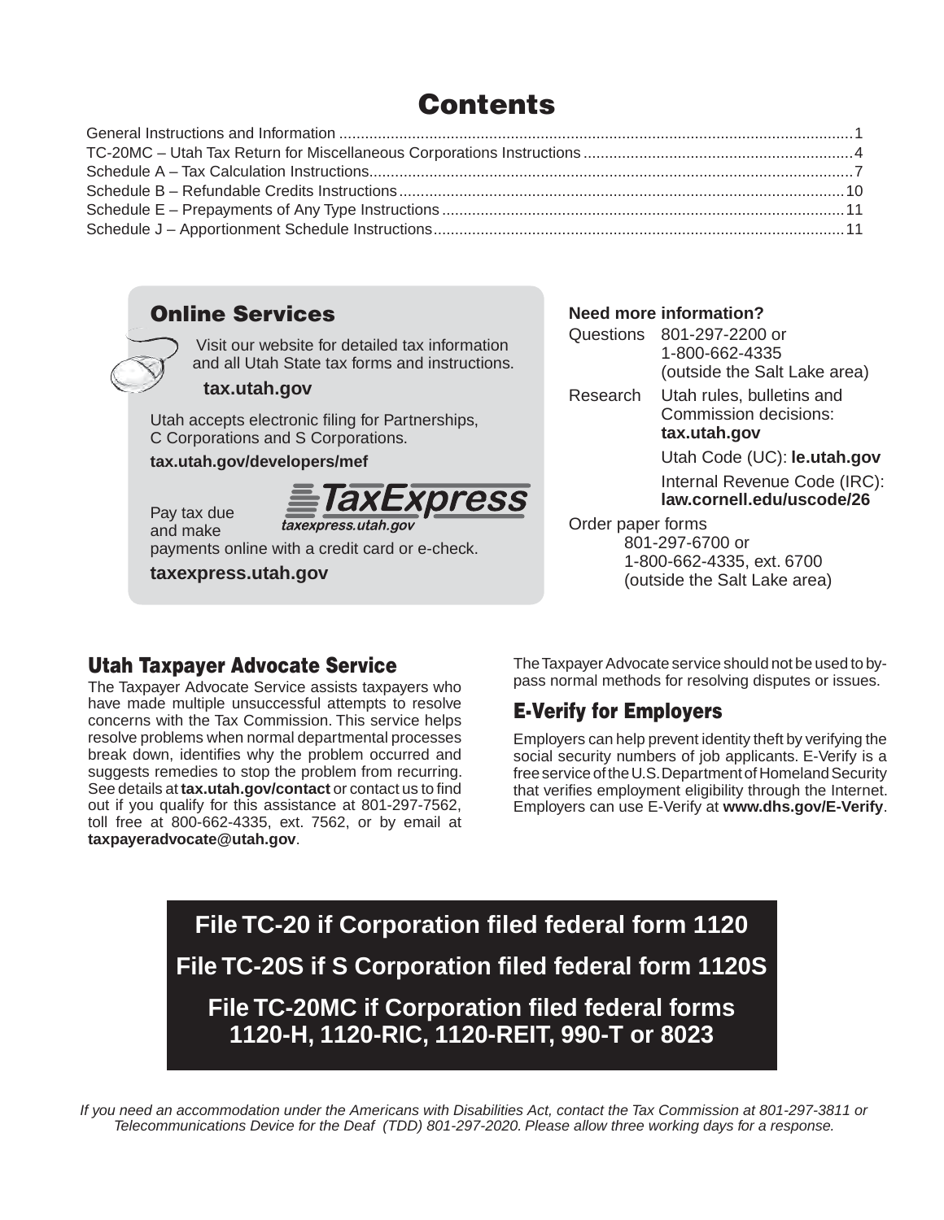# Contents

| | |
|---|---|
| General Instructions and Information | 1 |
| TC-20MC – Utah Tax Return for Miscellaneous Corporations Instructions | 4 |
| Schedule A – Tax Calculation Instructions | 7 |
| Schedule B – Refundable Credits Instructions | 10 |
| Schedule E – Prepayments of Any Type Instructions | 11 |
| Schedule J – Apportionment Schedule Instructions | 11 |

## Online Services

Visit our website for detailed tax information and all Utah State tax forms and instructions.

**tax.utah.gov**

Utah accepts electronic filing for Partnerships, C Corporations and S Corporations.

**tax.utah.gov/developers/mef**

TaxExpress *taxexpress.utah.gov*

Pay tax due and make payments online with a credit card or e-check.

**taxexpress.utah.gov**

**Need more information?**

Questions 801-297-2200 or 1-800-662-4335 (outside the Salt Lake area)

Research Utah rules, bulletins and Commission decisions: **tax.utah.gov**

Utah Code (UC): **le.utah.gov**

Internal Revenue Code (IRC): **law.cornell.edu/uscode/26**

Order paper forms 801-297-6700 or 1-800-662-4335, ext. 6700 (outside the Salt Lake area)

## Utah Taxpayer Advocate Service

The Taxpayer Advocate Service assists taxpayers who have made multiple unsuccessful attempts to resolve concerns with the Tax Commission. This service helps resolve problems when normal departmental processes break down, identifies why the problem occurred and suggests remedies to stop the problem from recurring. See details at **tax.utah.gov/contact** or contact us to find out if you qualify for this assistance at 801-297-7562, toll free at 800-662-4335, ext. 7562, or by email at **taxpayeradvocate@utah.gov**.

The Taxpayer Advocate service should not be used to bypass normal methods for resolving disputes or issues.

## E-Verify for Employers

Employers can help prevent identity theft by verifying the social security numbers of job applicants. E-Verify is a free service of the U.S. Department of Homeland Security that verifies employment eligibility through the Internet. Employers can use E-Verify at **www.dhs.gov/E-Verify**.

**File TC-20 if Corporation filed federal form 1120**

**File TC-20S if S Corporation filed federal form 1120S**

**File TC-20MC if Corporation filed federal forms 1120-H, 1120-RIC, 1120-REIT, 990-T or 8023**

*If you need an accommodation under the Americans with Disabilities Act, contact the Tax Commission at 801-297-3811 or Telecommunications Device for the Deaf (TDD) 801-297-2020. Please allow three working days for a response.*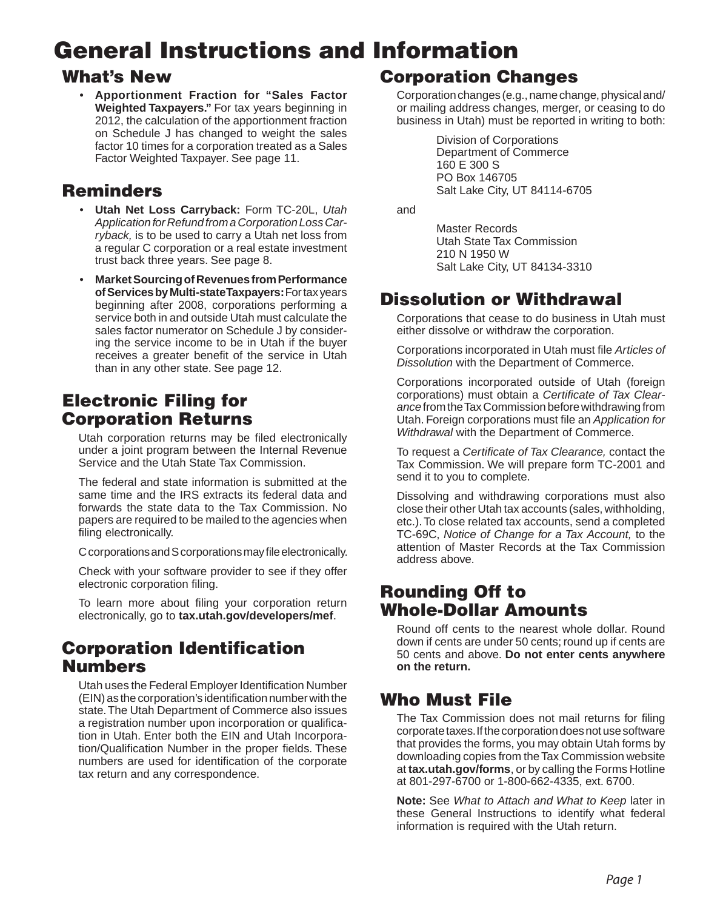# General Instructions and Information

## What's New

- **Apportionment Fraction for "Sales Factor Weighted Taxpayers."** For tax years beginning in 2012, the calculation of the apportionment fraction on Schedule J has changed to weight the sales factor 10 times for a corporation treated as a Sales Factor Weighted Taxpayer. See page 11.

## Reminders

- **Utah Net Loss Carryback:** Form TC-20L, *Utah Application for Refund from a Corporation Loss Carryback,* is to be used to carry a Utah net loss from a regular C corporation or a real estate investment trust back three years. See page 8.
- **Market Sourcing of Revenues from Performance of Services by Multi-state Taxpayers:** For tax years beginning after 2008, corporations performing a service both in and outside Utah must calculate the sales factor numerator on Schedule J by considering the service income to be in Utah if the buyer receives a greater benefit of the service in Utah than in any other state. See page 12.

## Electronic Filing for Corporation Returns

Utah corporation returns may be filed electronically under a joint program between the Internal Revenue Service and the Utah State Tax Commission.

The federal and state information is submitted at the same time and the IRS extracts its federal data and forwards the state data to the Tax Commission. No papers are required to be mailed to the agencies when filing electronically.

C corporations and S corporations may file electronically.

Check with your software provider to see if they offer electronic corporation filing.

To learn more about filing your corporation return electronically, go to **tax.utah.gov/developers/mef**.

## Corporation Identification Numbers

Utah uses the Federal Employer Identification Number (EIN) as the corporation's identification number with the state. The Utah Department of Commerce also issues a registration number upon incorporation or qualification in Utah. Enter both the EIN and Utah Incorporation/Qualification Number in the proper fields. These numbers are used for identification of the corporate tax return and any correspondence.

## Corporation Changes

Corporation changes (e.g., name change, physical and/or mailing address changes, merger, or ceasing to do business in Utah) must be reported in writing to both:

Division of Corporations
Department of Commerce
160 E 300 S
PO Box 146705
Salt Lake City, UT 84114-6705

and

Master Records
Utah State Tax Commission
210 N 1950 W
Salt Lake City, UT 84134-3310

## Dissolution or Withdrawal

Corporations that cease to do business in Utah must either dissolve or withdraw the corporation.

Corporations incorporated in Utah must file *Articles of Dissolution* with the Department of Commerce.

Corporations incorporated outside of Utah (foreign corporations) must obtain a *Certificate of Tax Clearance* from the Tax Commission before withdrawing from Utah. Foreign corporations must file an *Application for Withdrawal* with the Department of Commerce.

To request a *Certificate of Tax Clearance,* contact the Tax Commission. We will prepare form TC-2001 and send it to you to complete.

Dissolving and withdrawing corporations must also close their other Utah tax accounts (sales, withholding, etc.). To close related tax accounts, send a completed TC-69C, *Notice of Change for a Tax Account,* to the attention of Master Records at the Tax Commission address above.

## Rounding Off to Whole-Dollar Amounts

Round off cents to the nearest whole dollar. Round down if cents are under 50 cents; round up if cents are 50 cents and above. **Do not enter cents anywhere on the return.**

## Who Must File

The Tax Commission does not mail returns for filing corporate taxes. If the corporation does not use software that provides the forms, you may obtain Utah forms by downloading copies from the Tax Commission website at **tax.utah.gov/forms**, or by calling the Forms Hotline at 801-297-6700 or 1-800-662-4335, ext. 6700.

**Note:** See *What to Attach and What to Keep* later in these General Instructions to identify what federal information is required with the Utah return.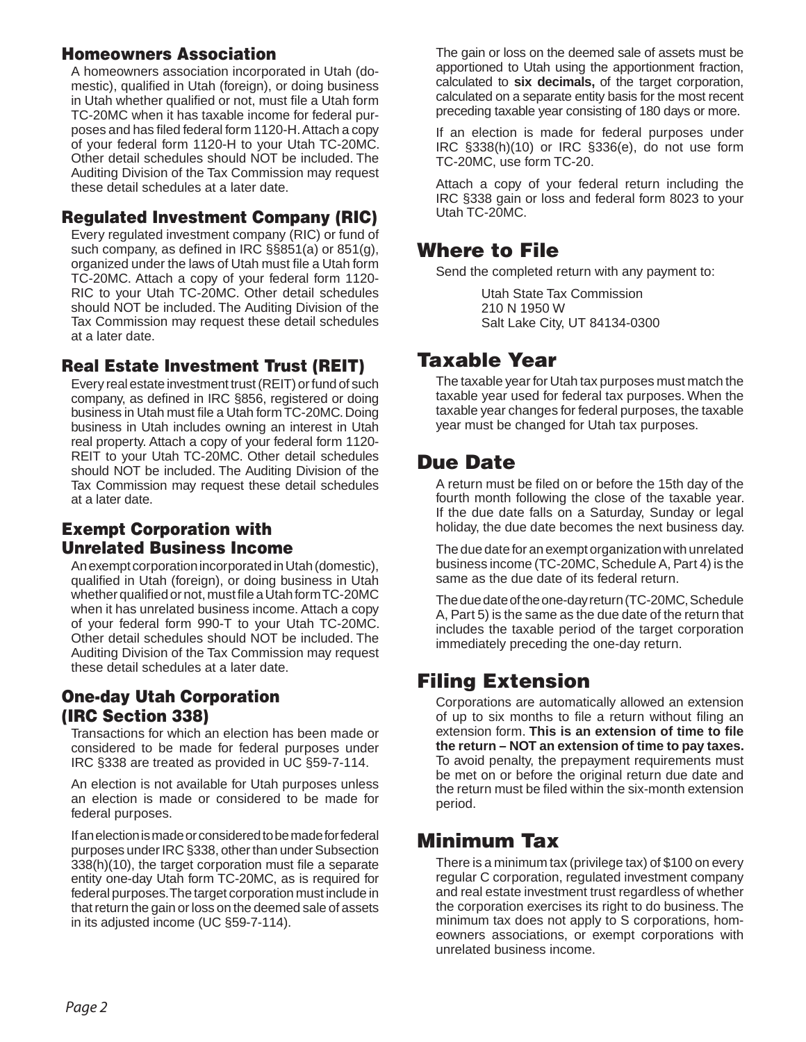## Homeowners Association

A homeowners association incorporated in Utah (domestic), qualified in Utah (foreign), or doing business in Utah whether qualified or not, must file a Utah form TC-20MC when it has taxable income for federal purposes and has filed federal form 1120-H. Attach a copy of your federal form 1120-H to your Utah TC-20MC. Other detail schedules should NOT be included. The Auditing Division of the Tax Commission may request these detail schedules at a later date.

## Regulated Investment Company (RIC)

Every regulated investment company (RIC) or fund of such company, as defined in IRC §§851(a) or 851(g), organized under the laws of Utah must file a Utah form TC-20MC. Attach a copy of your federal form 1120-RIC to your Utah TC-20MC. Other detail schedules should NOT be included. The Auditing Division of the Tax Commission may request these detail schedules at a later date.

## Real Estate Investment Trust (REIT)

Every real estate investment trust (REIT) or fund of such company, as defined in IRC §856, registered or doing business in Utah must file a Utah form TC-20MC. Doing business in Utah includes owning an interest in Utah real property. Attach a copy of your federal form 1120-REIT to your Utah TC-20MC. Other detail schedules should NOT be included. The Auditing Division of the Tax Commission may request these detail schedules at a later date.

## Exempt Corporation with Unrelated Business Income

An exempt corporation incorporated in Utah (domestic), qualified in Utah (foreign), or doing business in Utah whether qualified or not, must file a Utah form TC-20MC when it has unrelated business income. Attach a copy of your federal form 990-T to your Utah TC-20MC. Other detail schedules should NOT be included. The Auditing Division of the Tax Commission may request these detail schedules at a later date.

## One-day Utah Corporation (IRC Section 338)

Transactions for which an election has been made or considered to be made for federal purposes under IRC §338 are treated as provided in UC §59-7-114.

An election is not available for Utah purposes unless an election is made or considered to be made for federal purposes.

If an election is made or considered to be made for federal purposes under IRC §338, other than under Subsection 338(h)(10), the target corporation must file a separate entity one-day Utah form TC-20MC, as is required for federal purposes. The target corporation must include in that return the gain or loss on the deemed sale of assets in its adjusted income (UC §59-7-114).

The gain or loss on the deemed sale of assets must be apportioned to Utah using the apportionment fraction, calculated to **six decimals,** of the target corporation, calculated on a separate entity basis for the most recent preceding taxable year consisting of 180 days or more.

If an election is made for federal purposes under IRC §338(h)(10) or IRC §336(e), do not use form TC-20MC, use form TC-20.

Attach a copy of your federal return including the IRC §338 gain or loss and federal form 8023 to your Utah TC-20MC.

# Where to File

Send the completed return with any payment to:

Utah State Tax Commission
210 N 1950 W
Salt Lake City, UT 84134-0300

# Taxable Year

The taxable year for Utah tax purposes must match the taxable year used for federal tax purposes. When the taxable year changes for federal purposes, the taxable year must be changed for Utah tax purposes.

# Due Date

A return must be filed on or before the 15th day of the fourth month following the close of the taxable year. If the due date falls on a Saturday, Sunday or legal holiday, the due date becomes the next business day.

The due date for an exempt organization with unrelated business income (TC-20MC, Schedule A, Part 4) is the same as the due date of its federal return.

The due date of the one-day return (TC-20MC, Schedule A, Part 5) is the same as the due date of the return that includes the taxable period of the target corporation immediately preceding the one-day return.

# Filing Extension

Corporations are automatically allowed an extension of up to six months to file a return without filing an extension form. **This is an extension of time to file the return – NOT an extension of time to pay taxes.** To avoid penalty, the prepayment requirements must be met on or before the original return due date and the return must be filed within the six-month extension period.

# Minimum Tax

There is a minimum tax (privilege tax) of $100 on every regular C corporation, regulated investment company and real estate investment trust regardless of whether the corporation exercises its right to do business. The minimum tax does not apply to S corporations, homeowners associations, or exempt corporations with unrelated business income.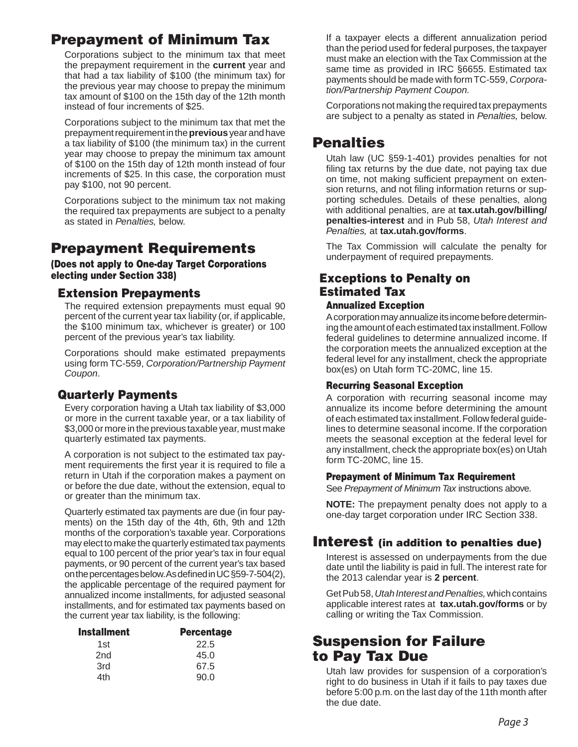## Prepayment of Minimum Tax

Corporations subject to the minimum tax that meet the prepayment requirement in the **current** year and that had a tax liability of $100 (the minimum tax) for the previous year may choose to prepay the minimum tax amount of $100 on the 15th day of the 12th month instead of four increments of $25.

Corporations subject to the minimum tax that met the prepayment requirement in the **previous** year and have a tax liability of $100 (the minimum tax) in the current year may choose to prepay the minimum tax amount of $100 on the 15th day of 12th month instead of four increments of $25. In this case, the corporation must pay $100, not 90 percent.

Corporations subject to the minimum tax not making the required tax prepayments are subject to a penalty as stated in *Penalties,* below.

## Prepayment Requirements

**(Does not apply to One-day Target Corporations electing under Section 338)**

### Extension Prepayments

The required extension prepayments must equal 90 percent of the current year tax liability (or, if applicable, the $100 minimum tax, whichever is greater) or 100 percent of the previous year's tax liability.

Corporations should make estimated prepayments using form TC-559, *Corporation/Partnership Payment Coupon*.

### Quarterly Payments

Every corporation having a Utah tax liability of $3,000 or more in the current taxable year, or a tax liability of $3,000 or more in the previous taxable year, must make quarterly estimated tax payments.

A corporation is not subject to the estimated tax payment requirements the first year it is required to file a return in Utah if the corporation makes a payment on or before the due date, without the extension, equal to or greater than the minimum tax.

Quarterly estimated tax payments are due (in four payments) on the 15th day of the 4th, 6th, 9th and 12th months of the corporation's taxable year. Corporations may elect to make the quarterly estimated tax payments equal to 100 percent of the prior year's tax in four equal payments, or 90 percent of the current year's tax based on the percentages below. As defined in UC §59-7-504(2), the applicable percentage of the required payment for annualized income installments, for adjusted seasonal installments, and for estimated tax payments based on the current year tax liability, is the following:

| Installment | Percentage |
|---|---|
| 1st | 22.5 |
| 2nd | 45.0 |
| 3rd | 67.5 |
| 4th | 90.0 |

If a taxpayer elects a different annualization period than the period used for federal purposes, the taxpayer must make an election with the Tax Commission at the same time as provided in IRC §6655. Estimated tax payments should be made with form TC-559, *Corporation/Partnership Payment Coupon.*

Corporations not making the required tax prepayments are subject to a penalty as stated in *Penalties,* below.

## Penalties

Utah law (UC §59-1-401) provides penalties for not filing tax returns by the due date, not paying tax due on time, not making sufficient prepayment on extension returns, and not filing information returns or supporting schedules. Details of these penalties, along with additional penalties, are at **tax.utah.gov/billing/penalties-interest** and in Pub 58, *Utah Interest and Penalties,* at **tax.utah.gov/forms**.

The Tax Commission will calculate the penalty for underpayment of required prepayments.

### Exceptions to Penalty on Estimated Tax

#### Annualized Exception

A corporation may annualize its income before determining the amount of each estimated tax installment. Follow federal guidelines to determine annualized income. If the corporation meets the annualized exception at the federal level for any installment, check the appropriate box(es) on Utah form TC-20MC, line 15.

#### Recurring Seasonal Exception

A corporation with recurring seasonal income may annualize its income before determining the amount of each estimated tax installment. Follow federal guidelines to determine seasonal income. If the corporation meets the seasonal exception at the federal level for any installment, check the appropriate box(es) on Utah form TC-20MC, line 15.

#### Prepayment of Minimum Tax Requirement

See *Prepayment of Minimum Tax* instructions above.

**NOTE:** The prepayment penalty does not apply to a one-day target corporation under IRC Section 338.

## Interest (in addition to penalties due)

Interest is assessed on underpayments from the due date until the liability is paid in full. The interest rate for the 2013 calendar year is **2 percent**.

Get Pub 58, *Utah Interest and Penalties,* which contains applicable interest rates at **tax.utah.gov/forms** or by calling or writing the Tax Commission.

## Suspension for Failure to Pay Tax Due

Utah law provides for suspension of a corporation's right to do business in Utah if it fails to pay taxes due before 5:00 p.m. on the last day of the 11th month after the due date.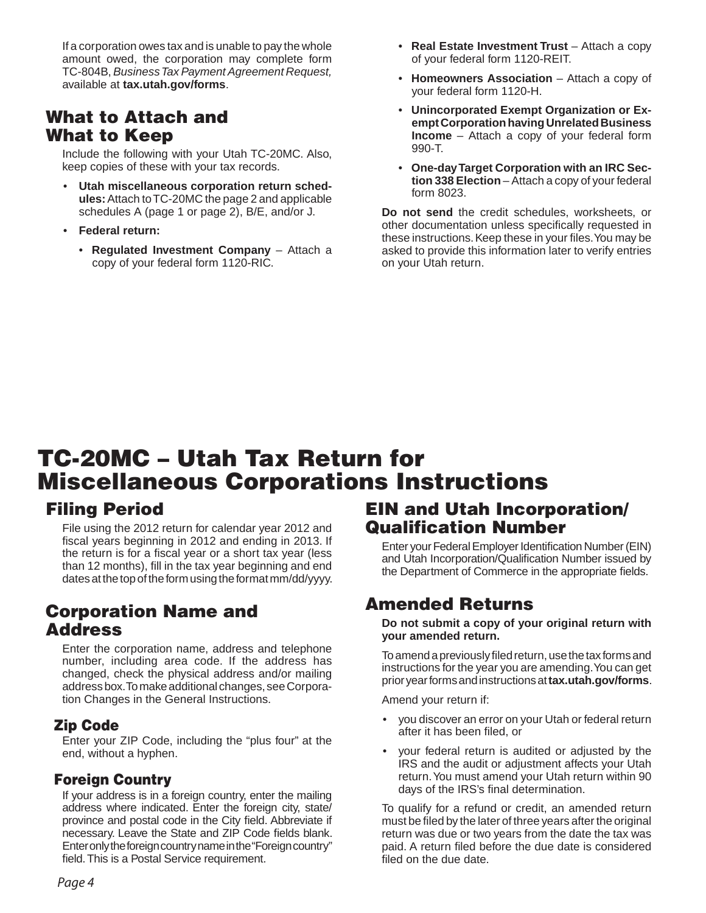If a corporation owes tax and is unable to pay the whole amount owed, the corporation may complete form TC-804B, *Business Tax Payment Agreement Request,* available at **tax.utah.gov/forms**.

## What to Attach and What to Keep

Include the following with your Utah TC-20MC. Also, keep copies of these with your tax records.

- **Utah miscellaneous corporation return schedules:** Attach to TC-20MC the page 2 and applicable schedules A (page 1 or page 2), B/E, and/or J.
- **Federal return:**
  - **Regulated Investment Company** – Attach a copy of your federal form 1120-RIC.
  - **Real Estate Investment Trust** – Attach a copy of your federal form 1120-REIT.
  - **Homeowners Association** – Attach a copy of your federal form 1120-H.
  - **Unincorporated Exempt Organization or Exempt Corporation having Unrelated Business Income** – Attach a copy of your federal form 990-T.
  - **One-day Target Corporation with an IRC Section 338 Election** – Attach a copy of your federal form 8023.

**Do not send** the credit schedules, worksheets, or other documentation unless specifically requested in these instructions. Keep these in your files. You may be asked to provide this information later to verify entries on your Utah return.

# TC-20MC – Utah Tax Return for Miscellaneous Corporations Instructions

## Filing Period

File using the 2012 return for calendar year 2012 and fiscal years beginning in 2012 and ending in 2013. If the return is for a fiscal year or a short tax year (less than 12 months), fill in the tax year beginning and end dates at the top of the form using the format mm/dd/yyyy.

## Corporation Name and Address

Enter the corporation name, address and telephone number, including area code. If the address has changed, check the physical address and/or mailing address box. To make additional changes, see Corporation Changes in the General Instructions.

### Zip Code

Enter your ZIP Code, including the "plus four" at the end, without a hyphen.

### Foreign Country

If your address is in a foreign country, enter the mailing address where indicated. Enter the foreign city, state/province and postal code in the City field. Abbreviate if necessary. Leave the State and ZIP Code fields blank. Enter only the foreign country name in the "Foreign country" field. This is a Postal Service requirement.

## EIN and Utah Incorporation/Qualification Number

Enter your Federal Employer Identification Number (EIN) and Utah Incorporation/Qualification Number issued by the Department of Commerce in the appropriate fields.

## Amended Returns

**Do not submit a copy of your original return with your amended return.**

To amend a previously filed return, use the tax forms and instructions for the year you are amending. You can get prior year forms and instructions at **tax.utah.gov/forms**.

Amend your return if:

- you discover an error on your Utah or federal return after it has been filed, or
- your federal return is audited or adjusted by the IRS and the audit or adjustment affects your Utah return. You must amend your Utah return within 90 days of the IRS's final determination.

To qualify for a refund or credit, an amended return must be filed by the later of three years after the original return was due or two years from the date the tax was paid. A return filed before the due date is considered filed on the due date.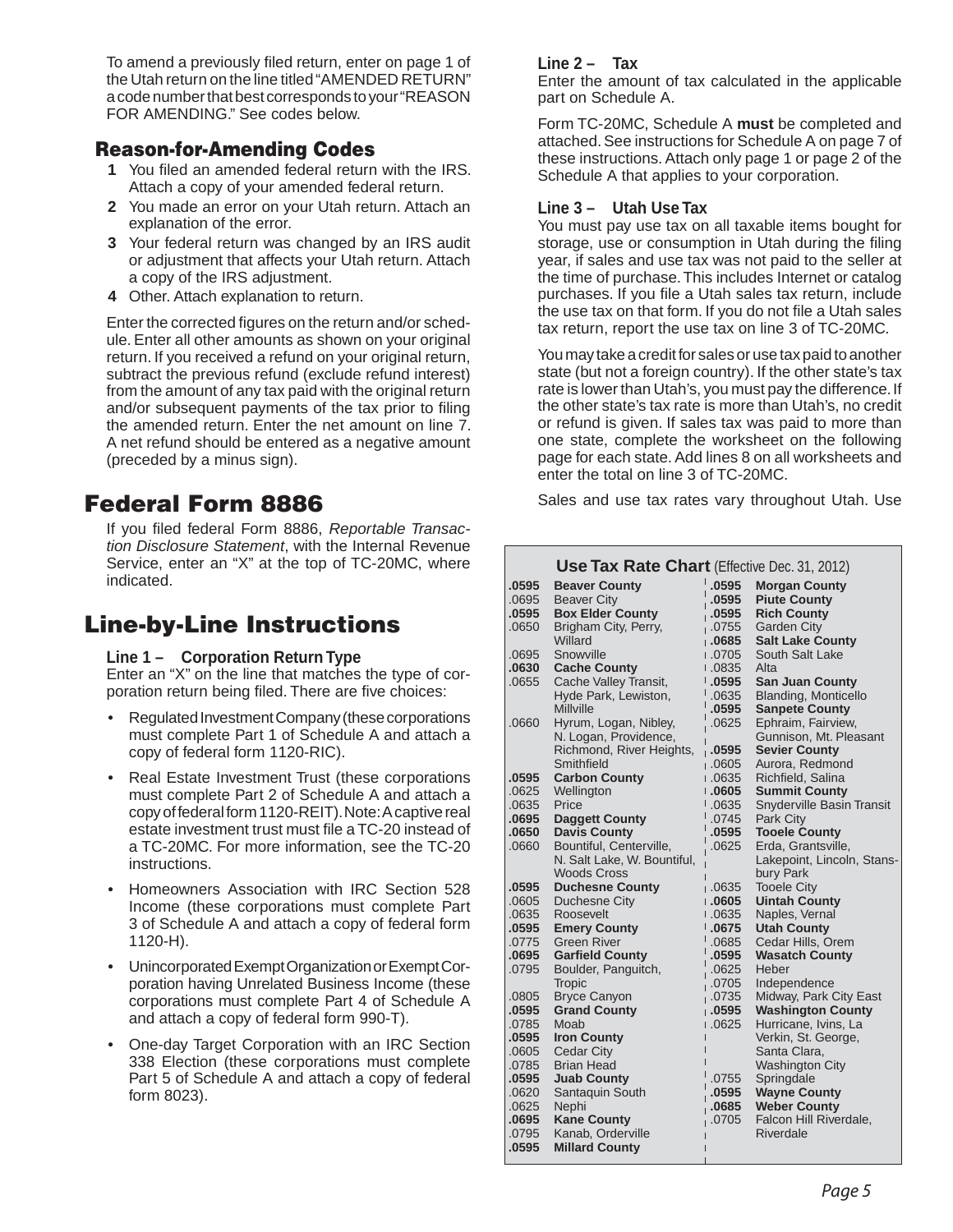To amend a previously filed return, enter on page 1 of the Utah return on the line titled "AMENDED RETURN" a code number that best corresponds to your "REASON FOR AMENDING." See codes below.

### Reason-for-Amending Codes

- **1** You filed an amended federal return with the IRS. Attach a copy of your amended federal return.
- **2** You made an error on your Utah return. Attach an explanation of the error.
- **3** Your federal return was changed by an IRS audit or adjustment that affects your Utah return. Attach a copy of the IRS adjustment.
- **4** Other. Attach explanation to return.

Enter the corrected figures on the return and/or schedule. Enter all other amounts as shown on your original return. If you received a refund on your original return, subtract the previous refund (exclude refund interest) from the amount of any tax paid with the original return and/or subsequent payments of the tax prior to filing the amended return. Enter the net amount on line 7. A net refund should be entered as a negative amount (preceded by a minus sign).

## Federal Form 8886

If you filed federal Form 8886, *Reportable Transaction Disclosure Statement*, with the Internal Revenue Service, enter an "X" at the top of TC-20MC, where indicated.

## Line-by-Line Instructions

**Line 1 – Corporation Return Type**

Enter an "X" on the line that matches the type of corporation return being filed. There are five choices:

- Regulated Investment Company (these corporations must complete Part 1 of Schedule A and attach a copy of federal form 1120-RIC).
- Real Estate Investment Trust (these corporations must complete Part 2 of Schedule A and attach a copy of federal form 1120-REIT). Note: A captive real estate investment trust must file a TC-20 instead of a TC-20MC. For more information, see the TC-20 instructions.
- Homeowners Association with IRC Section 528 Income (these corporations must complete Part 3 of Schedule A and attach a copy of federal form 1120-H).
- Unincorporated Exempt Organization or Exempt Corporation having Unrelated Business Income (these corporations must complete Part 4 of Schedule A and attach a copy of federal form 990-T).
- One-day Target Corporation with an IRC Section 338 Election (these corporations must complete Part 5 of Schedule A and attach a copy of federal form 8023).

**Line 2 – Tax**

Enter the amount of tax calculated in the applicable part on Schedule A.

Form TC-20MC, Schedule A **must** be completed and attached. See instructions for Schedule A on page 7 of these instructions. Attach only page 1 or page 2 of the Schedule A that applies to your corporation.

**Line 3 – Utah Use Tax**

You must pay use tax on all taxable items bought for storage, use or consumption in Utah during the filing year, if sales and use tax was not paid to the seller at the time of purchase. This includes Internet or catalog purchases. If you file a Utah sales tax return, include the use tax on that form. If you do not file a Utah sales tax return, report the use tax on line 3 of TC-20MC.

You may take a credit for sales or use tax paid to another state (but not a foreign country). If the other state's tax rate is lower than Utah's, you must pay the difference. If the other state's tax rate is more than Utah's, no credit or refund is given. If sales tax was paid to more than one state, complete the worksheet on the following page for each state. Add lines 8 on all worksheets and enter the total on line 3 of TC-20MC.

Sales and use tax rates vary throughout Utah. Use

**Use Tax Rate Chart** (Effective Dec. 31, 2012)

| Rate | Location | Rate | Location |
|---|---|---|---|
| **.0595** | **Beaver County** | **.0595** | **Morgan County** |
| .0695 | Beaver City | **.0595** | **Piute County** |
| **.0595** | **Box Elder County** | **.0595** | **Rich County** |
| .0650 | Brigham City, Perry, Willard | .0755 | Garden City |
| .0695 | Snowville | **.0685** | **Salt Lake County** |
| **.0630** | **Cache County** | .0705 | South Salt Lake |
| .0655 | Cache Valley Transit, Hyde Park, Lewiston, Millville | .0835 | Alta |
| .0660 | Hyrum, Logan, Nibley, N. Logan, Providence, Richmond, River Heights, Smithfield | **.0595** | **San Juan County** |
| **.0595** | **Carbon County** | .0635 | Blanding, Monticello |
| .0625 | Wellington | **.0595** | **Sanpete County** |
| .0635 | Price | .0625 | Ephraim, Fairview, Gunnison, Mt. Pleasant |
| **.0695** | **Daggett County** | **.0595** | **Sevier County** |
| **.0650** | **Davis County** | .0605 | Aurora, Redmond |
| .0660 | Bountiful, Centerville, N. Salt Lake, W. Bountiful, Woods Cross | .0635 | Richfield, Salina |
| **.0595** | **Duchesne County** | **.0605** | **Summit County** |
| .0605 | Duchesne City | .0635 | Snyderville Basin Transit |
| .0635 | Roosevelt | .0745 | Park City |
| **.0595** | **Emery County** | **.0595** | **Tooele County** |
| .0775 | Green River | .0625 | Erda, Grantsville, Lakepoint, Lincoln, Stansbury Park |
| **.0695** | **Garfield County** | .0635 | Tooele City |
| .0795 | Boulder, Panguitch, Tropic | **.0605** | **Uintah County** |
| .0805 | Bryce Canyon | .0635 | Naples, Vernal |
| **.0595** | **Grand County** | **.0675** | **Utah County** |
| .0785 | Moab | .0685 | Cedar Hills, Orem |
| **.0595** | **Iron County** | **.0595** | **Wasatch County** |
| .0605 | Cedar City | .0625 | Heber |
| .0785 | Brian Head | .0705 | Independence |
| **.0595** | **Juab County** | .0735 | Midway, Park City East |
| .0620 | Santaquin South | **.0595** | **Washington County** |
| .0625 | Nephi | .0625 | Hurricane, Ivins, La Verkin, St. George, Santa Clara, Washington City |
| **.0695** | **Kane County** | .0755 | Springdale |
| .0795 | Kanab, Orderville | **.0595** | **Wayne County** |
| **.0595** | **Millard County** | **.0685** | **Weber County** |
| | | .0705 | Falcon Hill Riverdale, Riverdale |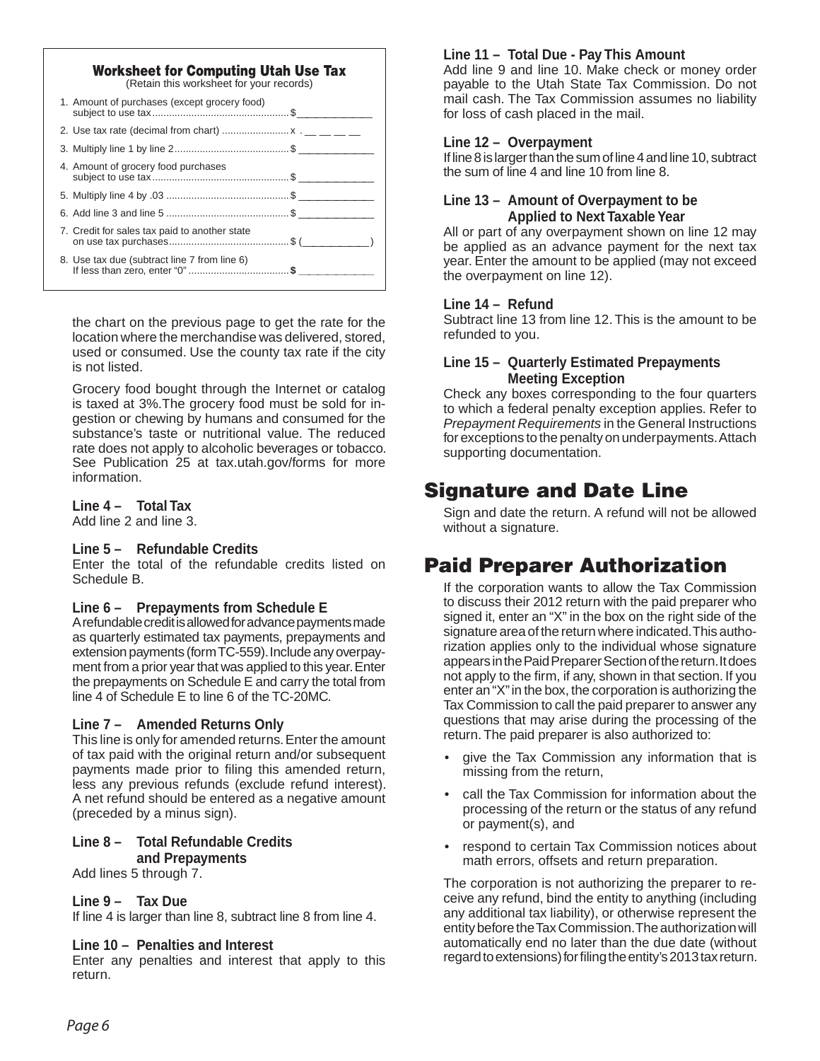### Worksheet for Computing Utah Use Tax

(Retain this worksheet for your records)

| | | |
|---|---|---|
| 1. | Amount of purchases (except grocery food) subject to use tax | $ ____________ |
| 2. | Use tax rate (decimal from chart) | x . __ __ __ __ |
| 3. | Multiply line 1 by line 2 | $ ____________ |
| 4. | Amount of grocery food purchases subject to use tax | $ ____________ |
| 5. | Multiply line 4 by .03 | $ ____________ |
| 6. | Add line 3 and line 5 | $ ____________ |
| 7. | Credit for sales tax paid to another state on use tax purchases | $ (___________) |
| 8. | Use tax due (subtract line 7 from line 6) If less than zero, enter "0" | **$** ____________ |

the chart on the previous page to get the rate for the location where the merchandise was delivered, stored, used or consumed. Use the county tax rate if the city is not listed.

Grocery food bought through the Internet or catalog is taxed at 3%. The grocery food must be sold for ingestion or chewing by humans and consumed for the substance's taste or nutritional value. The reduced rate does not apply to alcoholic beverages or tobacco. See Publication 25 at tax.utah.gov/forms for more information.

**Line 4 – Total Tax**
Add line 2 and line 3.

**Line 5 – Refundable Credits**
Enter the total of the refundable credits listed on Schedule B.

**Line 6 – Prepayments from Schedule E**
A refundable credit is allowed for advance payments made as quarterly estimated tax payments, prepayments and extension payments (form TC-559). Include any overpayment from a prior year that was applied to this year. Enter the prepayments on Schedule E and carry the total from line 4 of Schedule E to line 6 of the TC-20MC.

**Line 7 – Amended Returns Only**
This line is only for amended returns. Enter the amount of tax paid with the original return and/or subsequent payments made prior to filing this amended return, less any previous refunds (exclude refund interest). A net refund should be entered as a negative amount (preceded by a minus sign).

**Line 8 – Total Refundable Credits and Prepayments**
Add lines 5 through 7.

**Line 9 – Tax Due**
If line 4 is larger than line 8, subtract line 8 from line 4.

**Line 10 – Penalties and Interest**
Enter any penalties and interest that apply to this return.

**Line 11 – Total Due - Pay This Amount**
Add line 9 and line 10. Make check or money order payable to the Utah State Tax Commission. Do not mail cash. The Tax Commission assumes no liability for loss of cash placed in the mail.

**Line 12 – Overpayment**
If line 8 is larger than the sum of line 4 and line 10, subtract the sum of line 4 and line 10 from line 8.

**Line 13 – Amount of Overpayment to be Applied to Next Taxable Year**
All or part of any overpayment shown on line 12 may be applied as an advance payment for the next tax year. Enter the amount to be applied (may not exceed the overpayment on line 12).

**Line 14 – Refund**
Subtract line 13 from line 12. This is the amount to be refunded to you.

**Line 15 – Quarterly Estimated Prepayments Meeting Exception**
Check any boxes corresponding to the four quarters to which a federal penalty exception applies. Refer to *Prepayment Requirements* in the General Instructions for exceptions to the penalty on underpayments. Attach supporting documentation.

## Signature and Date Line

Sign and date the return. A refund will not be allowed without a signature.

## Paid Preparer Authorization

If the corporation wants to allow the Tax Commission to discuss their 2012 return with the paid preparer who signed it, enter an "X" in the box on the right side of the signature area of the return where indicated. This authorization applies only to the individual whose signature appears in the Paid Preparer Section of the return. It does not apply to the firm, if any, shown in that section. If you enter an "X" in the box, the corporation is authorizing the Tax Commission to call the paid preparer to answer any questions that may arise during the processing of the return. The paid preparer is also authorized to:

- give the Tax Commission any information that is missing from the return,
- call the Tax Commission for information about the processing of the return or the status of any refund or payment(s), and
- respond to certain Tax Commission notices about math errors, offsets and return preparation.

The corporation is not authorizing the preparer to receive any refund, bind the entity to anything (including any additional tax liability), or otherwise represent the entity before the Tax Commission. The authorization will automatically end no later than the due date (without regard to extensions) for filing the entity's 2013 tax return.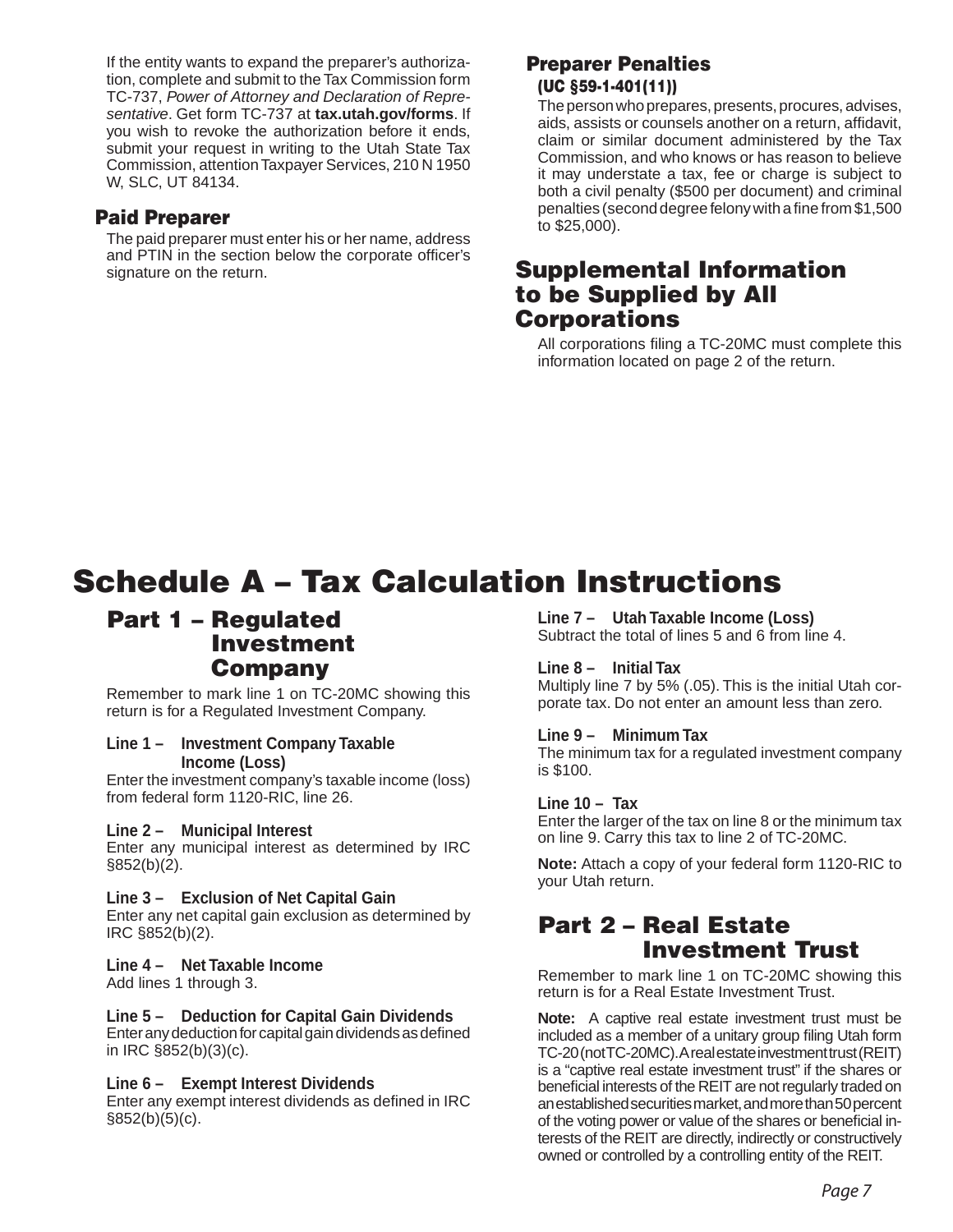If the entity wants to expand the preparer's authorization, complete and submit to the Tax Commission form TC-737, *Power of Attorney and Declaration of Representative*. Get form TC-737 at **tax.utah.gov/forms**. If you wish to revoke the authorization before it ends, submit your request in writing to the Utah State Tax Commission, attention Taxpayer Services, 210 N 1950 W, SLC, UT 84134.

### Paid Preparer

The paid preparer must enter his or her name, address and PTIN in the section below the corporate officer's signature on the return.

### Preparer Penalties

**(UC §59-1-401(11))**

The person who prepares, presents, procures, advises, aids, assists or counsels another on a return, affidavit, claim or similar document administered by the Tax Commission, and who knows or has reason to believe it may understate a tax, fee or charge is subject to both a civil penalty ($500 per document) and criminal penalties (second degree felony with a fine from $1,500 to $25,000).

## Supplemental Information to be Supplied by All Corporations

All corporations filing a TC-20MC must complete this information located on page 2 of the return.

# Schedule A – Tax Calculation Instructions

## Part 1 – Regulated Investment Company

Remember to mark line 1 on TC-20MC showing this return is for a Regulated Investment Company.

**Line 1 – Investment Company Taxable Income (Loss)**
Enter the investment company's taxable income (loss) from federal form 1120-RIC, line 26.

**Line 2 – Municipal Interest**
Enter any municipal interest as determined by IRC §852(b)(2).

**Line 3 – Exclusion of Net Capital Gain**
Enter any net capital gain exclusion as determined by IRC §852(b)(2).

**Line 4 – Net Taxable Income**
Add lines 1 through 3.

**Line 5 – Deduction for Capital Gain Dividends**
Enter any deduction for capital gain dividends as defined in IRC §852(b)(3)(c).

**Line 6 – Exempt Interest Dividends**
Enter any exempt interest dividends as defined in IRC §852(b)(5)(c).

**Line 7 – Utah Taxable Income (Loss)**
Subtract the total of lines 5 and 6 from line 4.

**Line 8 – Initial Tax**
Multiply line 7 by 5% (.05). This is the initial Utah corporate tax. Do not enter an amount less than zero.

**Line 9 – Minimum Tax**
The minimum tax for a regulated investment company is $100.

**Line 10 – Tax**
Enter the larger of the tax on line 8 or the minimum tax on line 9. Carry this tax to line 2 of TC-20MC.

**Note:** Attach a copy of your federal form 1120-RIC to your Utah return.

## Part 2 – Real Estate Investment Trust

Remember to mark line 1 on TC-20MC showing this return is for a Real Estate Investment Trust.

**Note:** A captive real estate investment trust must be included as a member of a unitary group filing Utah form TC-20 (not TC-20MC). A real estate investment trust (REIT) is a "captive real estate investment trust" if the shares or beneficial interests of the REIT are not regularly traded on an established securities market, and more than 50 percent of the voting power or value of the shares or beneficial interests of the REIT are directly, indirectly or constructively owned or controlled by a controlling entity of the REIT.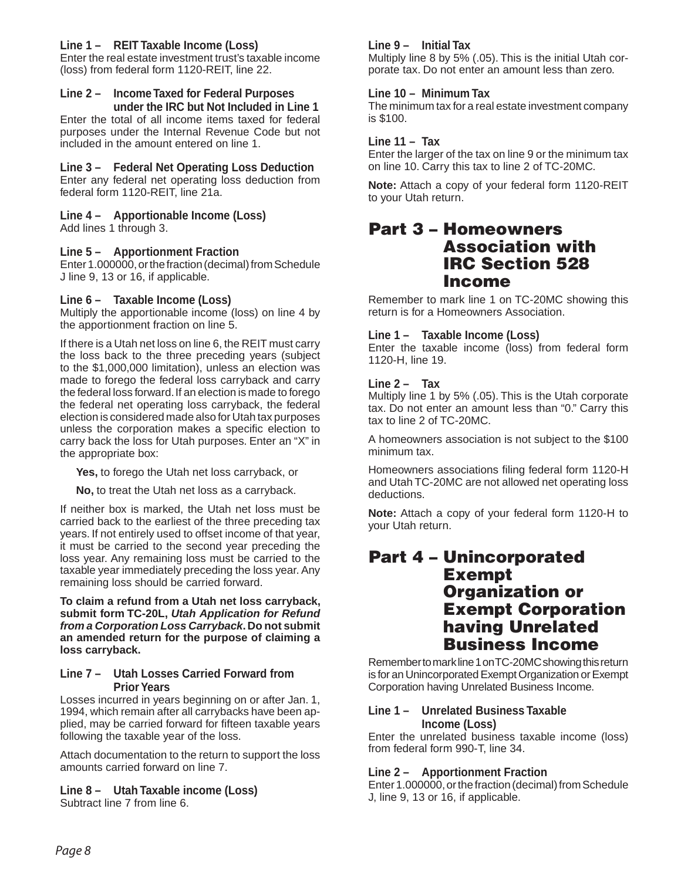**Line 1 – REIT Taxable Income (Loss)**
Enter the real estate investment trust's taxable income (loss) from federal form 1120-REIT, line 22.

**Line 2 – Income Taxed for Federal Purposes under the IRC but Not Included in Line 1**
Enter the total of all income items taxed for federal purposes under the Internal Revenue Code but not included in the amount entered on line 1.

**Line 3 – Federal Net Operating Loss Deduction**
Enter any federal net operating loss deduction from federal form 1120-REIT, line 21a.

**Line 4 – Apportionable Income (Loss)**
Add lines 1 through 3.

**Line 5 – Apportionment Fraction**
Enter 1.000000, or the fraction (decimal) from Schedule J line 9, 13 or 16, if applicable.

**Line 6 – Taxable Income (Loss)**
Multiply the apportionable income (loss) on line 4 by the apportionment fraction on line 5.

If there is a Utah net loss on line 6, the REIT must carry the loss back to the three preceding years (subject to the $1,000,000 limitation), unless an election was made to forego the federal loss carryback and carry the federal loss forward. If an election is made to forego the federal net operating loss carryback, the federal election is considered made also for Utah tax purposes unless the corporation makes a specific election to carry back the loss for Utah purposes. Enter an "X" in the appropriate box:

**Yes,** to forego the Utah net loss carryback, or

**No,** to treat the Utah net loss as a carryback.

If neither box is marked, the Utah net loss must be carried back to the earliest of the three preceding tax years. If not entirely used to offset income of that year, it must be carried to the second year preceding the loss year. Any remaining loss must be carried to the taxable year immediately preceding the loss year. Any remaining loss should be carried forward.

**To claim a refund from a Utah net loss carryback, submit form TC-20L, *Utah Application for Refund from a Corporation Loss Carryback*. Do not submit an amended return for the purpose of claiming a loss carryback.**

**Line 7 – Utah Losses Carried Forward from Prior Years**
Losses incurred in years beginning on or after Jan. 1, 1994, which remain after all carrybacks have been applied, may be carried forward for fifteen taxable years following the taxable year of the loss.

Attach documentation to the return to support the loss amounts carried forward on line 7.

**Line 8 – Utah Taxable income (Loss)**
Subtract line 7 from line 6.

**Line 9 – Initial Tax**
Multiply line 8 by 5% (.05). This is the initial Utah corporate tax. Do not enter an amount less than zero.

**Line 10 – Minimum Tax**
The minimum tax for a real estate investment company is $100.

**Line 11 – Tax**
Enter the larger of the tax on line 9 or the minimum tax on line 10. Carry this tax to line 2 of TC-20MC.

**Note:** Attach a copy of your federal form 1120-REIT to your Utah return.

# Part 3 – Homeowners Association with IRC Section 528 Income

Remember to mark line 1 on TC-20MC showing this return is for a Homeowners Association.

**Line 1 – Taxable Income (Loss)**
Enter the taxable income (loss) from federal form 1120-H, line 19.

**Line 2 – Tax**
Multiply line 1 by 5% (.05). This is the Utah corporate tax. Do not enter an amount less than "0." Carry this tax to line 2 of TC-20MC.

A homeowners association is not subject to the $100 minimum tax.

Homeowners associations filing federal form 1120-H and Utah TC-20MC are not allowed net operating loss deductions.

**Note:** Attach a copy of your federal form 1120-H to your Utah return.

# Part 4 – Unincorporated Exempt Organization or Exempt Corporation having Unrelated Business Income

Remember to mark line 1 on TC-20MC showing this return is for an Unincorporated Exempt Organization or Exempt Corporation having Unrelated Business Income.

**Line 1 – Unrelated Business Taxable Income (Loss)**
Enter the unrelated business taxable income (loss) from federal form 990-T, line 34.

**Line 2 – Apportionment Fraction**
Enter 1.000000, or the fraction (decimal) from Schedule J, line 9, 13 or 16, if applicable.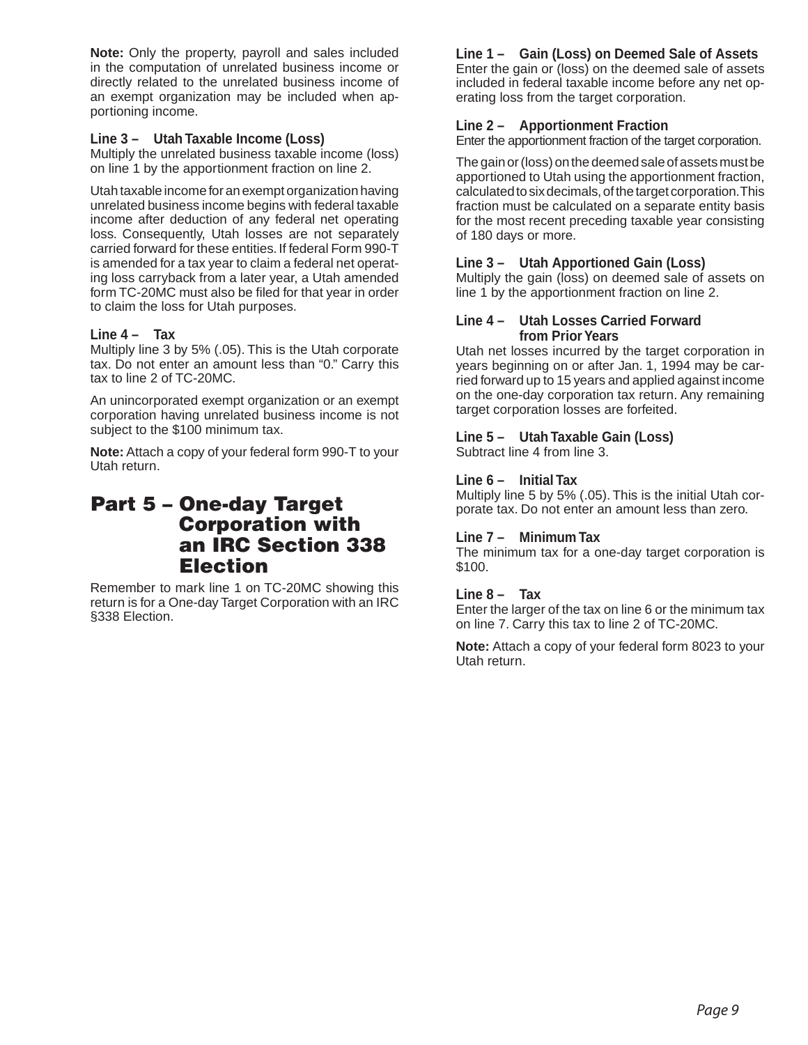**Note:** Only the property, payroll and sales included in the computation of unrelated business income or directly related to the unrelated business income of an exempt organization may be included when apportioning income.

**Line 3 – Utah Taxable Income (Loss)**
Multiply the unrelated business taxable income (loss) on line 1 by the apportionment fraction on line 2.

Utah taxable income for an exempt organization having unrelated business income begins with federal taxable income after deduction of any federal net operating loss. Consequently, Utah losses are not separately carried forward for these entities. If federal Form 990-T is amended for a tax year to claim a federal net operating loss carryback from a later year, a Utah amended form TC-20MC must also be filed for that year in order to claim the loss for Utah purposes.

**Line 4 – Tax**
Multiply line 3 by 5% (.05). This is the Utah corporate tax. Do not enter an amount less than "0." Carry this tax to line 2 of TC-20MC.

An unincorporated exempt organization or an exempt corporation having unrelated business income is not subject to the $100 minimum tax.

**Note:** Attach a copy of your federal form 990-T to your Utah return.

## Part 5 – One-day Target Corporation with an IRC Section 338 Election

Remember to mark line 1 on TC-20MC showing this return is for a One-day Target Corporation with an IRC §338 Election.

**Line 1 – Gain (Loss) on Deemed Sale of Assets**
Enter the gain or (loss) on the deemed sale of assets included in federal taxable income before any net operating loss from the target corporation.

**Line 2 – Apportionment Fraction**
Enter the apportionment fraction of the target corporation.

The gain or (loss) on the deemed sale of assets must be apportioned to Utah using the apportionment fraction, calculated to six decimals, of the target corporation. This fraction must be calculated on a separate entity basis for the most recent preceding taxable year consisting of 180 days or more.

**Line 3 – Utah Apportioned Gain (Loss)**
Multiply the gain (loss) on deemed sale of assets on line 1 by the apportionment fraction on line 2.

**Line 4 – Utah Losses Carried Forward from Prior Years**
Utah net losses incurred by the target corporation in years beginning on or after Jan. 1, 1994 may be carried forward up to 15 years and applied against income on the one-day corporation tax return. Any remaining target corporation losses are forfeited.

**Line 5 – Utah Taxable Gain (Loss)**
Subtract line 4 from line 3.

**Line 6 – Initial Tax**
Multiply line 5 by 5% (.05). This is the initial Utah corporate tax. Do not enter an amount less than zero.

**Line 7 – Minimum Tax**
The minimum tax for a one-day target corporation is $100.

**Line 8 – Tax**
Enter the larger of the tax on line 6 or the minimum tax on line 7. Carry this tax to line 2 of TC-20MC.

**Note:** Attach a copy of your federal form 8023 to your Utah return.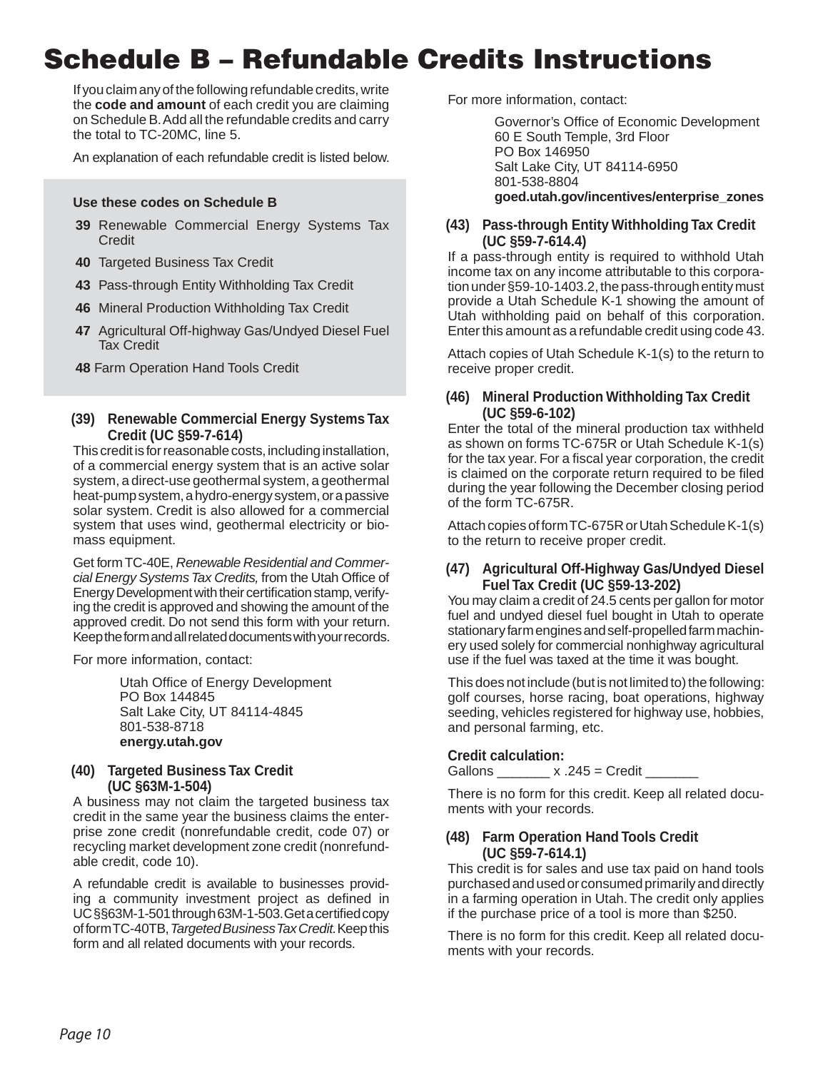# Schedule B – Refundable Credits Instructions

If you claim any of the following refundable credits, write the **code and amount** of each credit you are claiming on Schedule B. Add all the refundable credits and carry the total to TC-20MC, line 5.

An explanation of each refundable credit is listed below.

**Use these codes on Schedule B**

- **39** Renewable Commercial Energy Systems Tax Credit
- **40** Targeted Business Tax Credit
- **43** Pass-through Entity Withholding Tax Credit
- **46** Mineral Production Withholding Tax Credit
- **47** Agricultural Off-highway Gas/Undyed Diesel Fuel Tax Credit
- **48** Farm Operation Hand Tools Credit

### (39) Renewable Commercial Energy Systems Tax Credit (UC §59-7-614)

This credit is for reasonable costs, including installation, of a commercial energy system that is an active solar system, a direct-use geothermal system, a geothermal heat-pump system, a hydro-energy system, or a passive solar system. Credit is also allowed for a commercial system that uses wind, geothermal electricity or biomass equipment.

Get form TC-40E, *Renewable Residential and Commercial Energy Systems Tax Credits,* from the Utah Office of Energy Development with their certification stamp, verifying the credit is approved and showing the amount of the approved credit. Do not send this form with your return. Keep the form and all related documents with your records.

For more information, contact:

Utah Office of Energy Development
PO Box 144845
Salt Lake City, UT 84114-4845
801-538-8718
**energy.utah.gov**

### (40) Targeted Business Tax Credit (UC §63M-1-504)

A business may not claim the targeted business tax credit in the same year the business claims the enterprise zone credit (nonrefundable credit, code 07) or recycling market development zone credit (nonrefundable credit, code 10).

A refundable credit is available to businesses providing a community investment project as defined in UC §§63M-1-501 through 63M-1-503. Get a certified copy of form TC-40TB, *Targeted Business Tax Credit*. Keep this form and all related documents with your records.

For more information, contact:

Governor's Office of Economic Development
60 E South Temple, 3rd Floor
PO Box 146950
Salt Lake City, UT 84114-6950
801-538-8804
**goed.utah.gov/incentives/enterprise_zones**

### (43) Pass-through Entity Withholding Tax Credit (UC §59-7-614.4)

If a pass-through entity is required to withhold Utah income tax on any income attributable to this corporation under §59-10-1403.2, the pass-through entity must provide a Utah Schedule K-1 showing the amount of Utah withholding paid on behalf of this corporation. Enter this amount as a refundable credit using code 43.

Attach copies of Utah Schedule K-1(s) to the return to receive proper credit.

### (46) Mineral Production Withholding Tax Credit (UC §59-6-102)

Enter the total of the mineral production tax withheld as shown on forms TC-675R or Utah Schedule K-1(s) for the tax year. For a fiscal year corporation, the credit is claimed on the corporate return required to be filed during the year following the December closing period of the form TC-675R.

Attach copies of form TC-675R or Utah Schedule K-1(s) to the return to receive proper credit.

### (47) Agricultural Off-Highway Gas/Undyed Diesel Fuel Tax Credit (UC §59-13-202)

You may claim a credit of 24.5 cents per gallon for motor fuel and undyed diesel fuel bought in Utah to operate stationary farm engines and self-propelled farm machinery used solely for commercial nonhighway agricultural use if the fuel was taxed at the time it was bought.

This does not include (but is not limited to) the following: golf courses, horse racing, boat operations, highway seeding, vehicles registered for highway use, hobbies, and personal farming, etc.

**Credit calculation:**
Gallons _______ x .245 = Credit _______

There is no form for this credit. Keep all related documents with your records.

### (48) Farm Operation Hand Tools Credit (UC §59-7-614.1)

This credit is for sales and use tax paid on hand tools purchased and used or consumed primarily and directly in a farming operation in Utah. The credit only applies if the purchase price of a tool is more than $250.

There is no form for this credit. Keep all related documents with your records.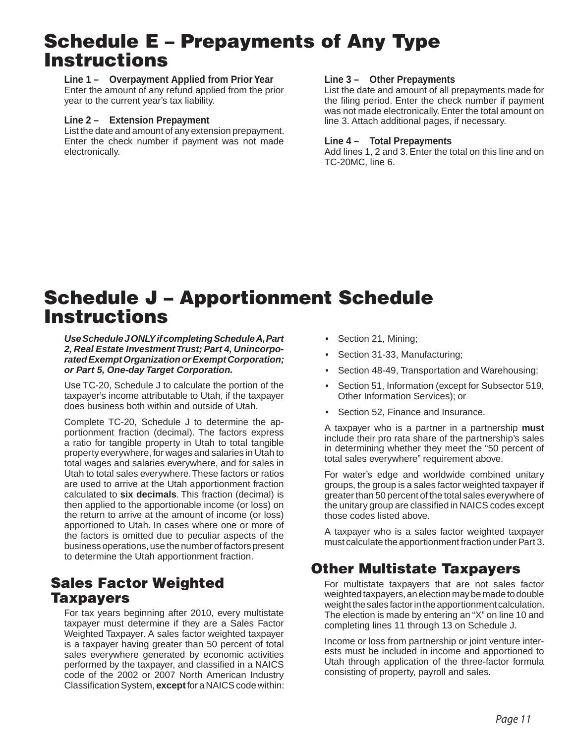# Schedule E – Prepayments of Any Type Instructions

**Line 1 – Overpayment Applied from Prior Year**
Enter the amount of any refund applied from the prior year to the current year's tax liability.

**Line 2 – Extension Prepayment**
List the date and amount of any extension prepayment. Enter the check number if payment was not made electronically.

**Line 3 – Other Prepayments**
List the date and amount of all prepayments made for the filing period. Enter the check number if payment was not made electronically. Enter the total amount on line 3. Attach additional pages, if necessary.

**Line 4 – Total Prepayments**
Add lines 1, 2 and 3. Enter the total on this line and on TC-20MC, line 6.

# Schedule J – Apportionment Schedule Instructions

***Use Schedule J ONLY if completing Schedule A, Part 2, Real Estate Investment Trust; Part 4, Unincorporated Exempt Organization or Exempt Corporation; or Part 5, One-day Target Corporation.***

Use TC-20, Schedule J to calculate the portion of the taxpayer's income attributable to Utah, if the taxpayer does business both within and outside of Utah.

Complete TC-20, Schedule J to determine the apportionment fraction (decimal). The factors express a ratio for tangible property in Utah to total tangible property everywhere, for wages and salaries in Utah to total wages and salaries everywhere, and for sales in Utah to total sales everywhere. These factors or ratios are used to arrive at the Utah apportionment fraction calculated to **six decimals**. This fraction (decimal) is then applied to the apportionable income (or loss) on the return to arrive at the amount of income (or loss) apportioned to Utah. In cases where one or more of the factors is omitted due to peculiar aspects of the business operations, use the number of factors present to determine the Utah apportionment fraction.

## Sales Factor Weighted Taxpayers

For tax years beginning after 2010, every multistate taxpayer must determine if they are a Sales Factor Weighted Taxpayer. A sales factor weighted taxpayer is a taxpayer having greater than 50 percent of total sales everywhere generated by economic activities performed by the taxpayer, and classified in a NAICS code of the 2002 or 2007 North American Industry Classification System, **except** for a NAICS code within:

- Section 21, Mining;
- Section 31-33, Manufacturing;
- Section 48-49, Transportation and Warehousing;
- Section 51, Information (except for Subsector 519, Other Information Services); or
- Section 52, Finance and Insurance.

A taxpayer who is a partner in a partnership **must** include their pro rata share of the partnership's sales in determining whether they meet the "50 percent of total sales everywhere" requirement above.

For water's edge and worldwide combined unitary groups, the group is a sales factor weighted taxpayer if greater than 50 percent of the total sales everywhere of the unitary group are classified in NAICS codes except those codes listed above.

A taxpayer who is a sales factor weighted taxpayer must calculate the apportionment fraction under Part 3.

## Other Multistate Taxpayers

For multistate taxpayers that are not sales factor weighted taxpayers, an election may be made to double weight the sales factor in the apportionment calculation. The election is made by entering an "X" on line 10 and completing lines 11 through 13 on Schedule J.

Income or loss from partnership or joint venture interests must be included in income and apportioned to Utah through application of the three-factor formula consisting of property, payroll and sales.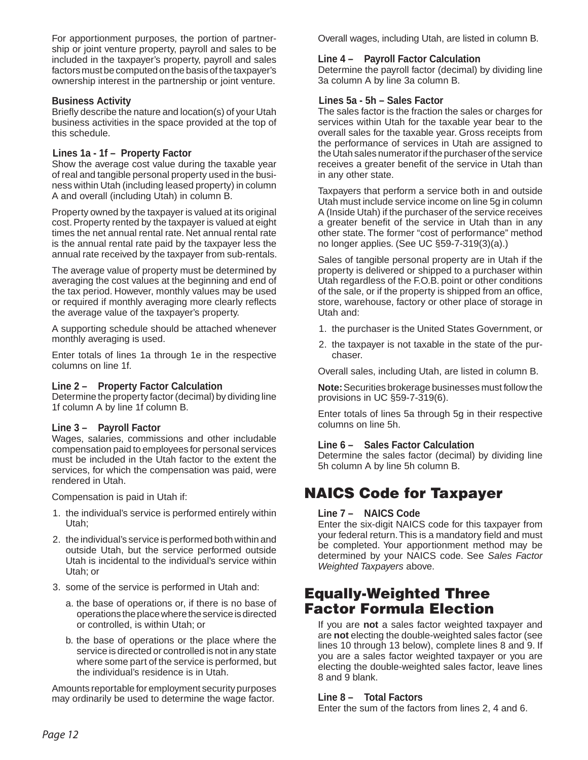For apportionment purposes, the portion of partnership or joint venture property, payroll and sales to be included in the taxpayer's property, payroll and sales factors must be computed on the basis of the taxpayer's ownership interest in the partnership or joint venture.

**Business Activity**
Briefly describe the nature and location(s) of your Utah business activities in the space provided at the top of this schedule.

**Lines 1a - 1f – Property Factor**
Show the average cost value during the taxable year of real and tangible personal property used in the business within Utah (including leased property) in column A and overall (including Utah) in column B.

Property owned by the taxpayer is valued at its original cost. Property rented by the taxpayer is valued at eight times the net annual rental rate. Net annual rental rate is the annual rental rate paid by the taxpayer less the annual rate received by the taxpayer from sub-rentals.

The average value of property must be determined by averaging the cost values at the beginning and end of the tax period. However, monthly values may be used or required if monthly averaging more clearly reflects the average value of the taxpayer's property.

A supporting schedule should be attached whenever monthly averaging is used.

Enter totals of lines 1a through 1e in the respective columns on line 1f.

**Line 2 – Property Factor Calculation**
Determine the property factor (decimal) by dividing line 1f column A by line 1f column B.

**Line 3 – Payroll Factor**
Wages, salaries, commissions and other includable compensation paid to employees for personal services must be included in the Utah factor to the extent the services, for which the compensation was paid, were rendered in Utah.

Compensation is paid in Utah if:

1. the individual's service is performed entirely within Utah;
2. the individual's service is performed both within and outside Utah, but the service performed outside Utah is incidental to the individual's service within Utah; or
3. some of the service is performed in Utah and:
   a. the base of operations or, if there is no base of operations the place where the service is directed or controlled, is within Utah; or
   b. the base of operations or the place where the service is directed or controlled is not in any state where some part of the service is performed, but the individual's residence is in Utah.

Amounts reportable for employment security purposes may ordinarily be used to determine the wage factor.

Overall wages, including Utah, are listed in column B.

**Line 4 – Payroll Factor Calculation**
Determine the payroll factor (decimal) by dividing line 3a column A by line 3a column B.

**Lines 5a - 5h – Sales Factor**
The sales factor is the fraction the sales or charges for services within Utah for the taxable year bear to the overall sales for the taxable year. Gross receipts from the performance of services in Utah are assigned to the Utah sales numerator if the purchaser of the service receives a greater benefit of the service in Utah than in any other state.

Taxpayers that perform a service both in and outside Utah must include service income on line 5g in column A (Inside Utah) if the purchaser of the service receives a greater benefit of the service in Utah than in any other state. The former "cost of performance" method no longer applies. (See UC §59-7-319(3)(a).)

Sales of tangible personal property are in Utah if the property is delivered or shipped to a purchaser within Utah regardless of the F.O.B. point or other conditions of the sale, or if the property is shipped from an office, store, warehouse, factory or other place of storage in Utah and:

1. the purchaser is the United States Government, or
2. the taxpayer is not taxable in the state of the purchaser.

Overall sales, including Utah, are listed in column B.

**Note:** Securities brokerage businesses must follow the provisions in UC §59-7-319(6).

Enter totals of lines 5a through 5g in their respective columns on line 5h.

**Line 6 – Sales Factor Calculation**
Determine the sales factor (decimal) by dividing line 5h column A by line 5h column B.

# NAICS Code for Taxpayer

**Line 7 – NAICS Code**
Enter the six-digit NAICS code for this taxpayer from your federal return. This is a mandatory field and must be completed. Your apportionment method may be determined by your NAICS code. See *Sales Factor Weighted Taxpayers* above.

# Equally-Weighted Three Factor Formula Election

If you are **not** a sales factor weighted taxpayer and are **not** electing the double-weighted sales factor (see lines 10 through 13 below), complete lines 8 and 9. If you are a sales factor weighted taxpayer or you are electing the double-weighted sales factor, leave lines 8 and 9 blank.

**Line 8 – Total Factors**
Enter the sum of the factors from lines 2, 4 and 6.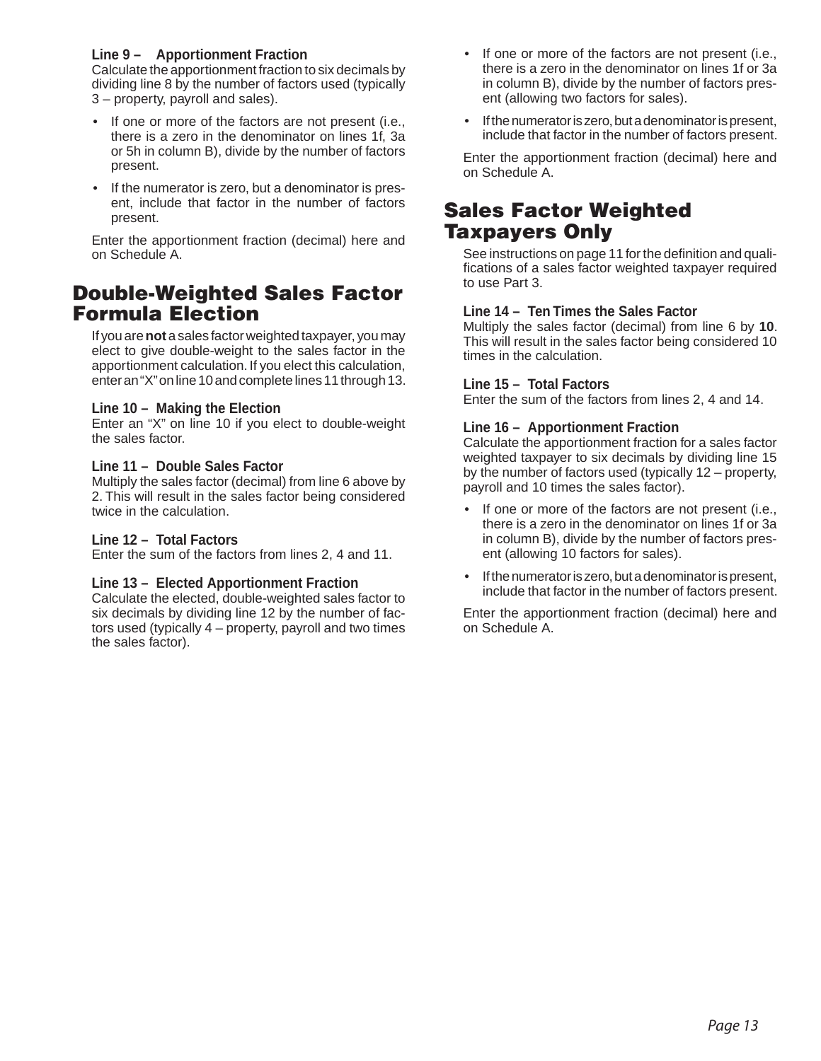**Line 9 – Apportionment Fraction**
Calculate the apportionment fraction to six decimals by dividing line 8 by the number of factors used (typically 3 – property, payroll and sales).

- If one or more of the factors are not present (i.e., there is a zero in the denominator on lines 1f, 3a or 5h in column B), divide by the number of factors present.
- If the numerator is zero, but a denominator is present, include that factor in the number of factors present.

Enter the apportionment fraction (decimal) here and on Schedule A.

## Double-Weighted Sales Factor Formula Election

If you are **not** a sales factor weighted taxpayer, you may elect to give double-weight to the sales factor in the apportionment calculation. If you elect this calculation, enter an "X" on line 10 and complete lines 11 through 13.

**Line 10 – Making the Election**
Enter an "X" on line 10 if you elect to double-weight the sales factor.

**Line 11 – Double Sales Factor**
Multiply the sales factor (decimal) from line 6 above by 2. This will result in the sales factor being considered twice in the calculation.

**Line 12 – Total Factors**
Enter the sum of the factors from lines 2, 4 and 11.

**Line 13 – Elected Apportionment Fraction**
Calculate the elected, double-weighted sales factor to six decimals by dividing line 12 by the number of factors used (typically 4 – property, payroll and two times the sales factor).

- If one or more of the factors are not present (i.e., there is a zero in the denominator on lines 1f or 3a in column B), divide by the number of factors present (allowing two factors for sales).
- If the numerator is zero, but a denominator is present, include that factor in the number of factors present.

Enter the apportionment fraction (decimal) here and on Schedule A.

## Sales Factor Weighted Taxpayers Only

See instructions on page 11 for the definition and qualifications of a sales factor weighted taxpayer required to use Part 3.

**Line 14 – Ten Times the Sales Factor**
Multiply the sales factor (decimal) from line 6 by **10**. This will result in the sales factor being considered 10 times in the calculation.

**Line 15 – Total Factors**
Enter the sum of the factors from lines 2, 4 and 14.

**Line 16 – Apportionment Fraction**
Calculate the apportionment fraction for a sales factor weighted taxpayer to six decimals by dividing line 15 by the number of factors used (typically 12 – property, payroll and 10 times the sales factor).

- If one or more of the factors are not present (i.e., there is a zero in the denominator on lines 1f or 3a in column B), divide by the number of factors present (allowing 10 factors for sales).
- If the numerator is zero, but a denominator is present, include that factor in the number of factors present.

Enter the apportionment fraction (decimal) here and on Schedule A.